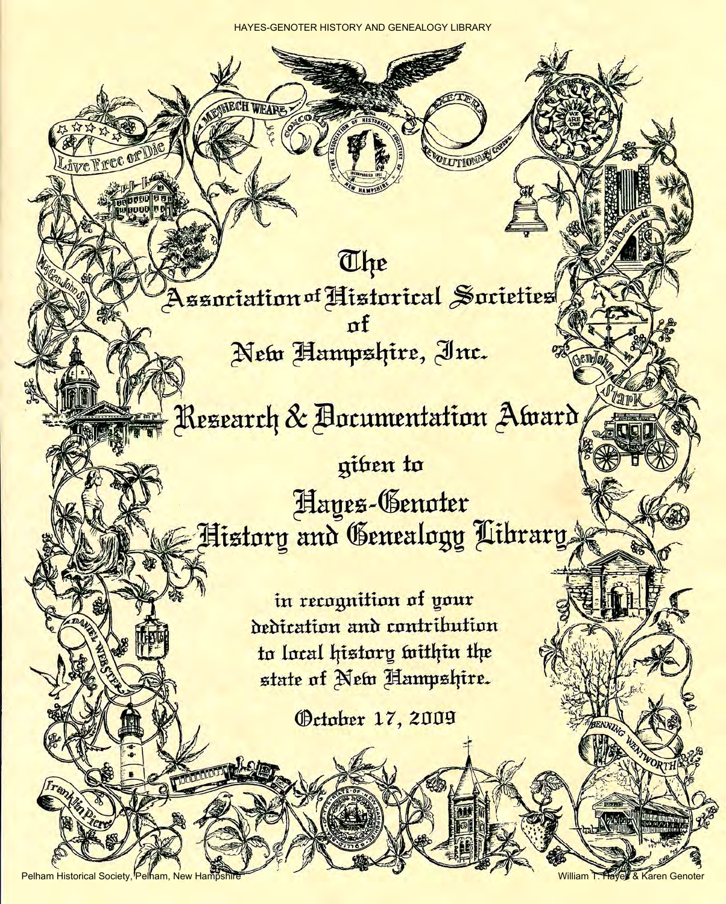# The Association of Historical Societies of New Hampshire, Inc.

## Research & Documentation Award

given to

## Hayes-Genoter History and Genealogy Library

in recognition of your dedication and contribution to local history within the state of New Hampshire.

October 17, 2009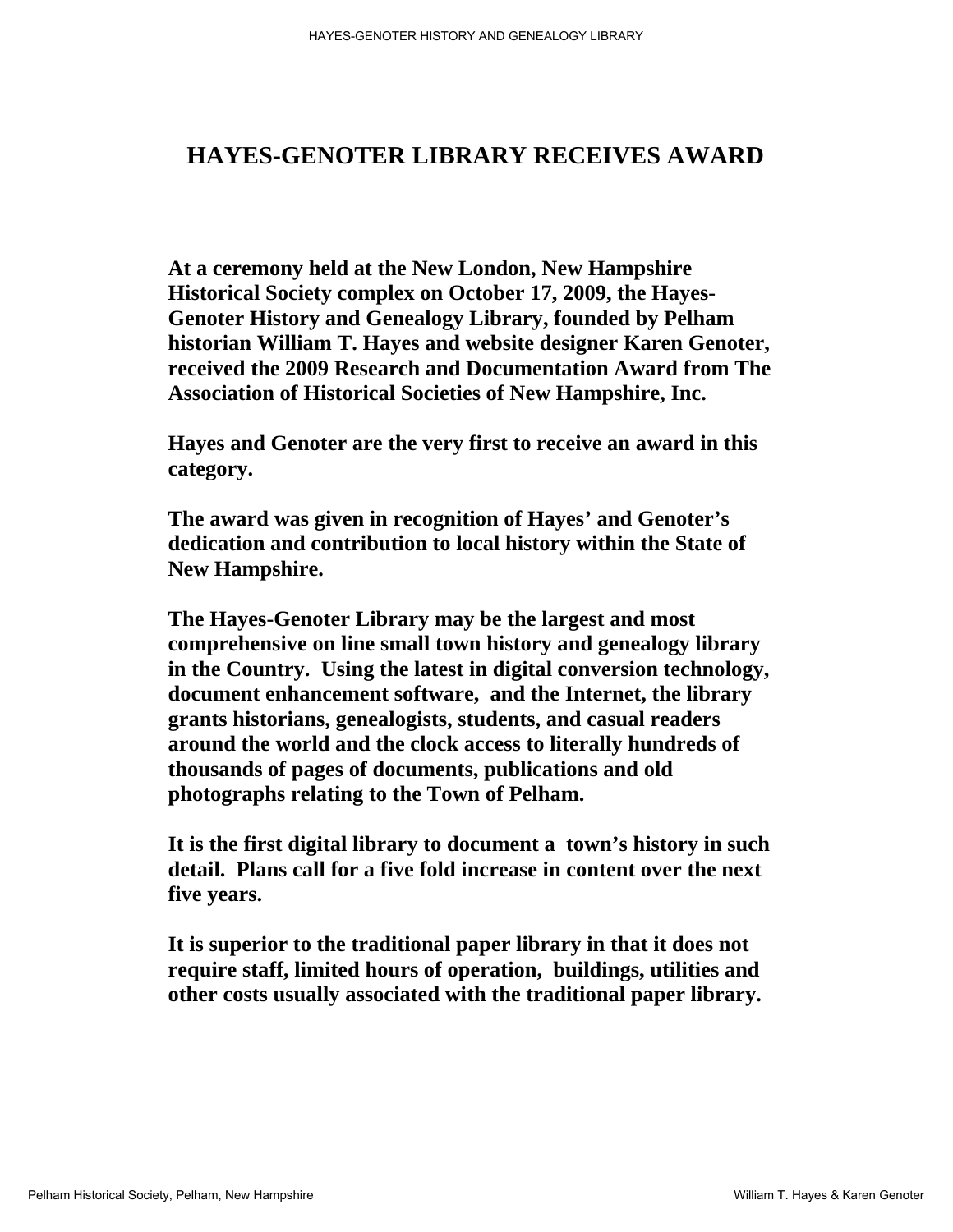# HAYES-GENOTER LIBRARY RECEIVES AWARD

**At a ceremony held at the New London, New Hampshire Historical Society complex on October 17, 2009, the Hayes-Genoter History and Genealogy Library, founded by Pelham historian William T. Hayes and website designer Karen Genoter, received the 2009 Research and Documentation Award from The Association of Historical Societies of New Hampshire, Inc.**

**Hayes and Genoter are the very first to receive an award in this category.**

**The award was given in recognition of Hayes' and Genoter's dedication and contribution to local history within the State of New Hampshire.**

**The Hayes-Genoter Library may be the largest and most comprehensive on line small town history and genealogy library in the Country. Using the latest in digital conversion technology, document enhancement software, and the Internet, the library grants historians, genealogists, students, and casual readers around the world and the clock access to literally hundreds of thousands of pages of documents, publications and old photographs relating to the Town of Pelham.**

**It is the first digital library to document a town's history in such detail. Plans call for a five fold increase in content over the next five years.**

**It is superior to the traditional paper library in that it does not require staff, limited hours of operation, buildings, utilities and other costs usually associated with the traditional paper library.**